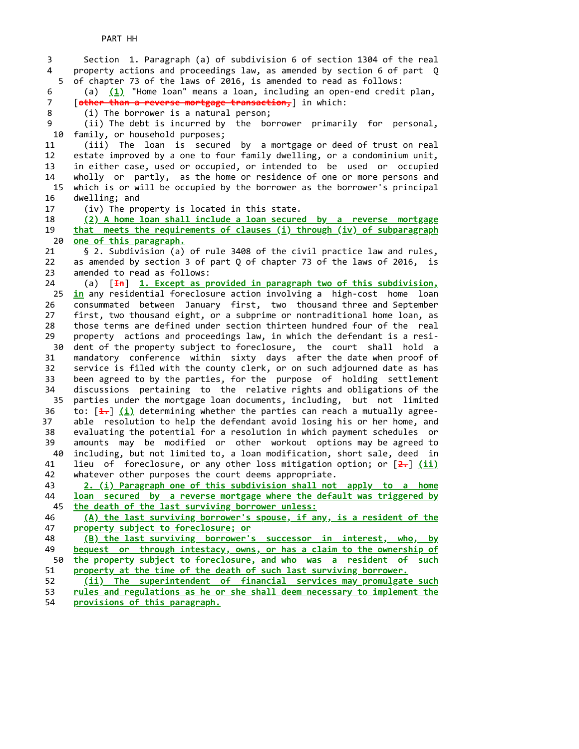PART HH

Section 1. Paragraph (a) of subdivision 6 of section 1304 of the real property actions and proceedings law, as amended by section 6 of part Q of chapter 73 of the laws of 2016, is amended to read as follows:

(a) (1) "Home loan" means a loan, including an open-end credit plan, [other than a reverse mortgage transaction,] in which:

(i) The borrower is a natural person;

(ii) The debt is incurred by the borrower primarily for personal, family, or household purposes;

(iii) The loan is secured by a mortgage or deed of trust on real estate improved by a one to four family dwelling, or a condominium unit, in either case, used or occupied, or intended to be used or occupied wholly or partly, as the home or residence of one or more persons and which is or will be occupied by the borrower as the borrower's principal dwelling; and

(iv) The property is located in this state.

(2) A home loan shall include a loan secured by a reverse mortgage that meets the requirements of clauses (i) through (iv) of subparagraph one of this paragraph.

§ 2. Subdivision (a) of rule 3408 of the civil practice law and rules, as amended by section 3 of part Q of chapter 73 of the laws of 2016, is amended to read as follows:

(a) [In] 1. Except as provided in paragraph two of this subdivision, in any residential foreclosure action involving a high-cost home loan consummated between January first, two thousand three and September first, two thousand eight, or a subprime or nontraditional home loan, as those terms are defined under section thirteen hundred four of the real property actions and proceedings law, in which the defendant is a resident of the property subject to foreclosure, the court shall hold a mandatory conference within sixty days after the date when proof of service is filed with the county clerk, or on such adjourned date as has been agreed to by the parties, for the purpose of holding settlement discussions pertaining to the relative rights and obligations of the parties under the mortgage loan documents, including, but not limited to: [1.] (i) determining whether the parties can reach a mutually agreeable resolution to help the defendant avoid losing his or her home, and evaluating the potential for a resolution in which payment schedules or amounts may be modified or other workout options may be agreed to including, but not limited to, a loan modification, short sale, deed in lieu of foreclosure, or any other loss mitigation option; or [2.] (ii) whatever other purposes the court deems appropriate.

2. (i) Paragraph one of this subdivision shall not apply to a home loan secured by a reverse mortgage where the default was triggered by the death of the last surviving borrower unless:

(A) the last surviving borrower's spouse, if any, is a resident of the property subject to foreclosure; or

(B) the last surviving borrower's successor in interest, who, by bequest or through intestacy, owns, or has a claim to the ownership of the property subject to foreclosure, and who was a resident of such property at the time of the death of such last surviving borrower.

(ii) The superintendent of financial services may promulgate such rules and regulations as he or she shall deem necessary to implement the provisions of this paragraph.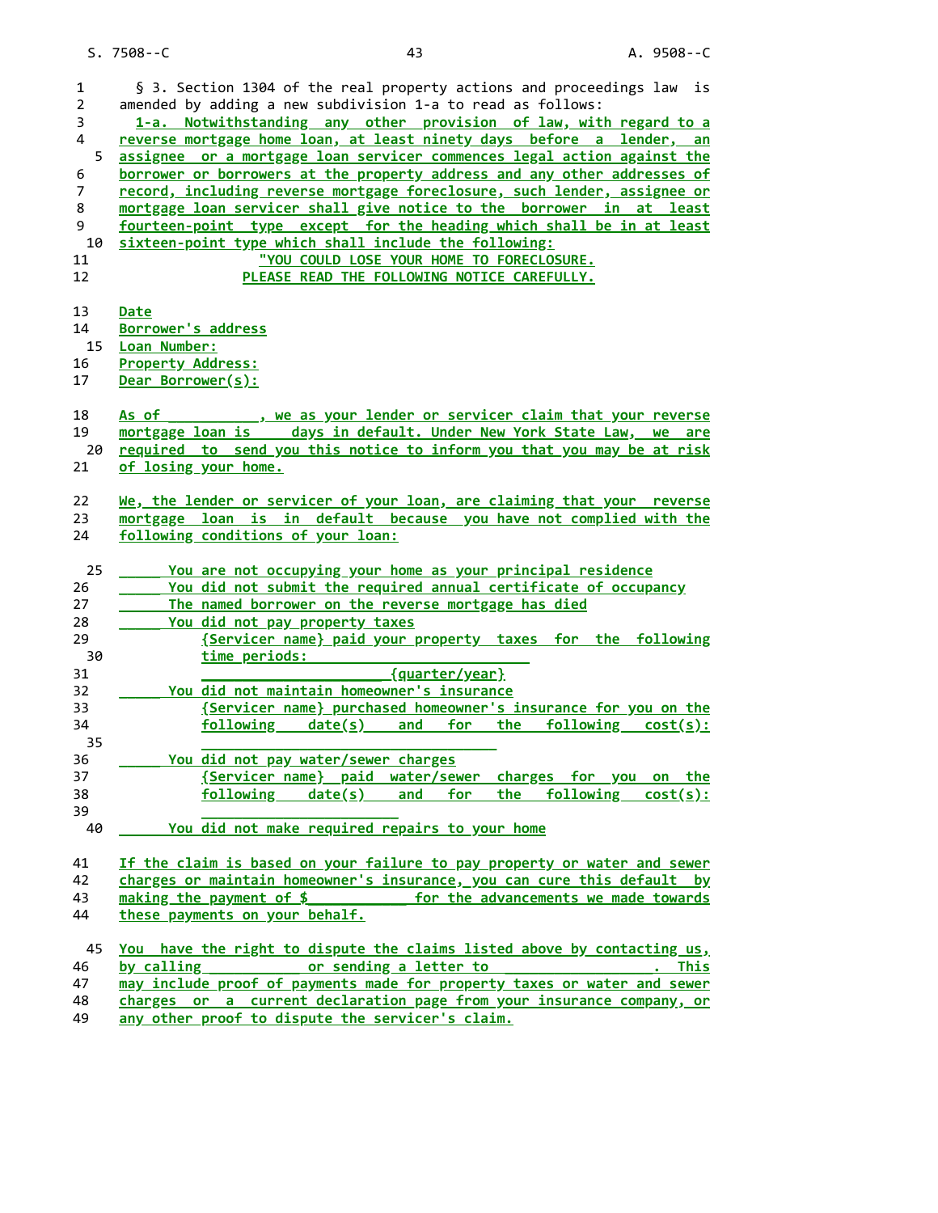§ 3. Section 1304 of the real property actions and proceedings law is amended by adding a new subdivision 1-a to read as follows:

1-a. Notwithstanding any other provision of law, with regard to a reverse mortgage home loan, at least ninety days before a lender, an assignee or a mortgage loan servicer commences legal action against the borrower or borrowers at the property address and any other addresses of record, including reverse mortgage foreclosure, such lender, assignee or mortgage loan servicer shall give notice to the borrower in at least fourteen-point type except for the heading which shall be in at least sixteen-point type which shall include the following:

"YOU COULD LOSE YOUR HOME TO FORECLOSURE.
PLEASE READ THE FOLLOWING NOTICE CAREFULLY.

Date
Borrower's address
Loan Number:
Property Address:
Dear Borrower(s):

As of __________, we as your lender or servicer claim that your reverse mortgage loan is ____ days in default. Under New York State Law, we are required to send you this notice to inform you that you may be at risk of losing your home.

We, the lender or servicer of your loan, are claiming that your reverse mortgage loan is in default because you have not complied with the following conditions of your loan:

_____ You are not occupying your home as your principal residence
_____ You did not submit the required annual certificate of occupancy
_____ The named borrower on the reverse mortgage has died
_____ You did not pay property taxes
{Servicer name} paid your property taxes for the following time periods: ____________________________
______________________{quarter/year}
_____ You did not maintain homeowner's insurance
{Servicer name} purchased homeowner's insurance for you on the following date(s) and for the following cost(s):
_______________________________
_____ You did not pay water/sewer charges
{Servicer name} paid water/sewer charges for you on the following date(s) and for the following cost(s):
____________________
_____ You did not make required repairs to your home

If the claim is based on your failure to pay property or water and sewer charges or maintain homeowner's insurance, you can cure this default by making the payment of $___________ for the advancements we made towards these payments on your behalf.

You have the right to dispute the claims listed above by contacting us, by calling ___________ or sending a letter to _________________. This may include proof of payments made for property taxes or water and sewer charges or a current declaration page from your insurance company, or any other proof to dispute the servicer's claim.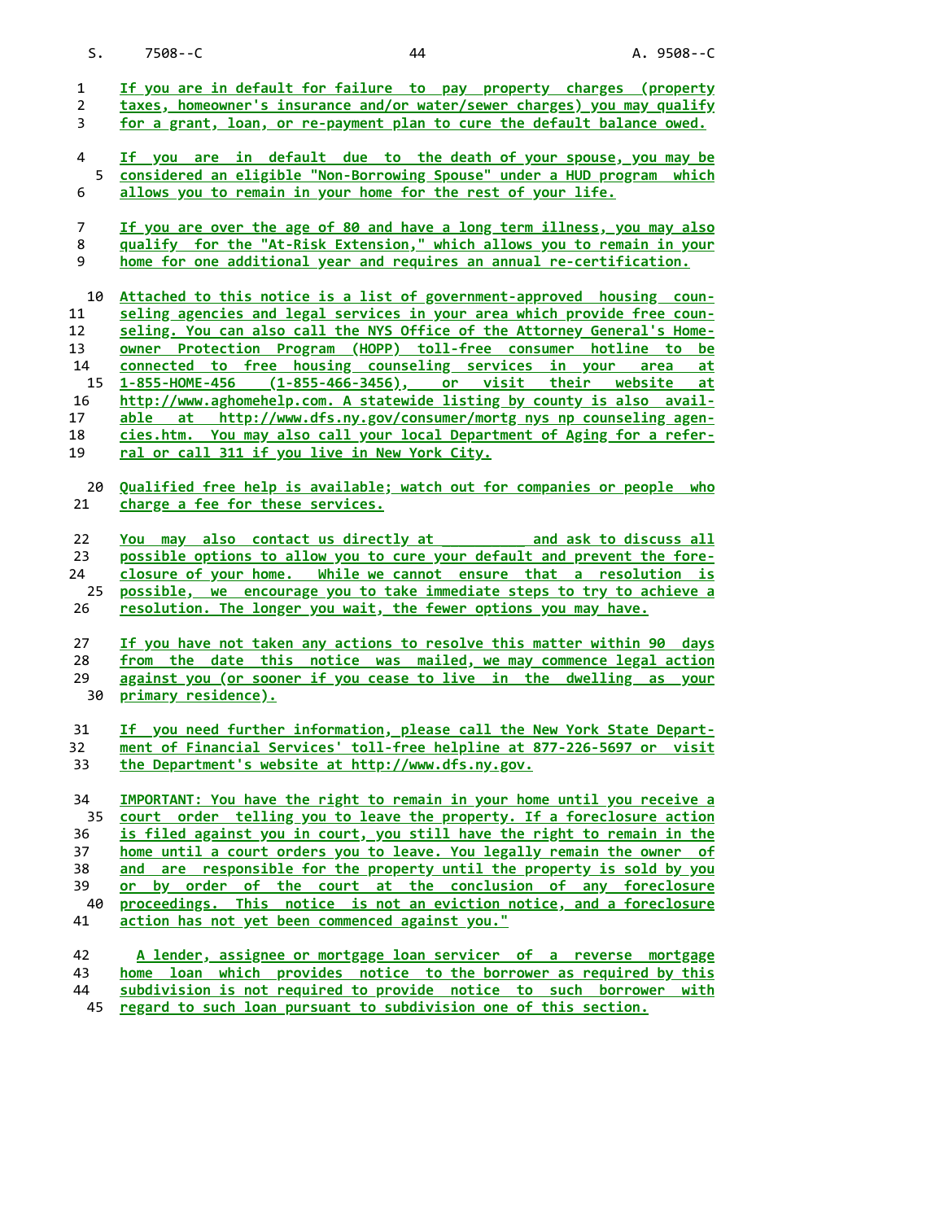If you are in default for failure to pay property charges (property taxes, homeowner's insurance and/or water/sewer charges) you may qualify for a grant, loan, or re-payment plan to cure the default balance owed.

If you are in default due to the death of your spouse, you may be considered an eligible "Non-Borrowing Spouse" under a HUD program which allows you to remain in your home for the rest of your life.

If you are over the age of 80 and have a long term illness, you may also qualify for the "At-Risk Extension," which allows you to remain in your home for one additional year and requires an annual re-certification.

Attached to this notice is a list of government-approved housing counseling agencies and legal services in your area which provide free counseling. You can also call the NYS Office of the Attorney General's Homeowner Protection Program (HOPP) toll-free consumer hotline to be connected to free housing counseling services in your area at 1-855-HOME-456 (1-855-466-3456), or visit their website at http://www.aghomehelp.com. A statewide listing by county is also available at http://www.dfs.ny.gov/consumer/mortg_nys_np_counseling_agencies.htm. You may also call your local Department of Aging for a referral or call 311 if you live in New York City.

Qualified free help is available; watch out for companies or people who charge a fee for these services.

You may also contact us directly at __________ and ask to discuss all possible options to allow you to cure your default and prevent the foreclosure of your home. While we cannot ensure that a resolution is possible, we encourage you to take immediate steps to try to achieve a resolution. The longer you wait, the fewer options you may have.

If you have not taken any actions to resolve this matter within 90 days from the date this notice was mailed, we may commence legal action against you (or sooner if you cease to live in the dwelling as your primary residence).

If you need further information, please call the New York State Department of Financial Services' toll-free helpline at 877-226-5697 or visit the Department's website at http://www.dfs.ny.gov.

IMPORTANT: You have the right to remain in your home until you receive a court order telling you to leave the property. If a foreclosure action is filed against you in court, you still have the right to remain in the home until a court orders you to leave. You legally remain the owner of and are responsible for the property until the property is sold by you or by order of the court at the conclusion of any foreclosure proceedings. This notice is not an eviction notice, and a foreclosure action has not yet been commenced against you."

A lender, assignee or mortgage loan servicer of a reverse mortgage home loan which provides notice to the borrower as required by this subdivision is not required to provide notice to such borrower with regard to such loan pursuant to subdivision one of this section.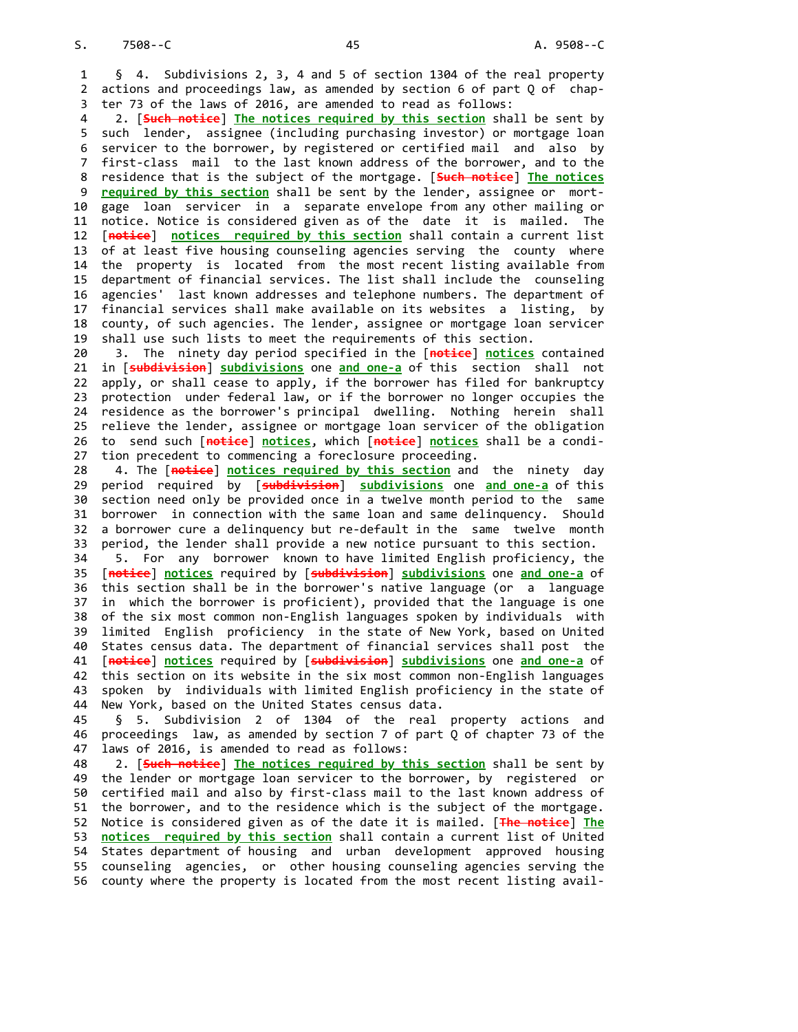§ 4. Subdivisions 2, 3, 4 and 5 of section 1304 of the real property actions and proceedings law, as amended by section 6 of part Q of chapter 73 of the laws of 2016, are amended to read as follows:

2. [~~Such notice~~] **The notices required by this section** shall be sent by such lender, assignee (including purchasing investor) or mortgage loan servicer to the borrower, by registered or certified mail and also by first-class mail to the last known address of the borrower, and to the residence that is the subject of the mortgage. [~~Such notice~~] **The notices required by this section** shall be sent by the lender, assignee or mortgage loan servicer in a separate envelope from any other mailing or notice. Notice is considered given as of the date it is mailed. The [~~notice~~] **notices required by this section** shall contain a current list of at least five housing counseling agencies serving the county where the property is located from the most recent listing available from department of financial services. The list shall include the counseling agencies' last known addresses and telephone numbers. The department of financial services shall make available on its websites a listing, by county, of such agencies. The lender, assignee or mortgage loan servicer shall use such lists to meet the requirements of this section.

3. The ninety day period specified in the [~~notice~~] **notices** contained in [~~subdivision~~] **subdivisions** one **and one-a** of this section shall not apply, or shall cease to apply, if the borrower has filed for bankruptcy protection under federal law, or if the borrower no longer occupies the residence as the borrower's principal dwelling. Nothing herein shall relieve the lender, assignee or mortgage loan servicer of the obligation to send such [~~notice~~] **notices**, which [~~notice~~] **notices** shall be a condition precedent to commencing a foreclosure proceeding.

4. The [~~notice~~] **notices required by this section** and the ninety day period required by [~~subdivision~~] **subdivisions** one **and one-a** of this section need only be provided once in a twelve month period to the same borrower in connection with the same loan and same delinquency. Should a borrower cure a delinquency but re-default in the same twelve month period, the lender shall provide a new notice pursuant to this section.

5. For any borrower known to have limited English proficiency, the [~~notice~~] **notices** required by [~~subdivision~~] **subdivisions** one **and one-a** of this section shall be in the borrower's native language (or a language in which the borrower is proficient), provided that the language is one of the six most common non-English languages spoken by individuals with limited English proficiency in the state of New York, based on United States census data. The department of financial services shall post the [~~notice~~] **notices** required by [~~subdivision~~] **subdivisions** one **and one-a** of this section on its website in the six most common non-English languages spoken by individuals with limited English proficiency in the state of New York, based on the United States census data.

§ 5. Subdivision 2 of 1304 of the real property actions and proceedings law, as amended by section 7 of part Q of chapter 73 of the laws of 2016, is amended to read as follows:

2. [~~Such notice~~] **The notices required by this section** shall be sent by the lender or mortgage loan servicer to the borrower, by registered or certified mail and also by first-class mail to the last known address of the borrower, and to the residence which is the subject of the mortgage. Notice is considered given as of the date it is mailed. [~~The notice~~] **The notices required by this section** shall contain a current list of United States department of housing and urban development approved housing counseling agencies, or other housing counseling agencies serving the county where the property is located from the most recent listing avail-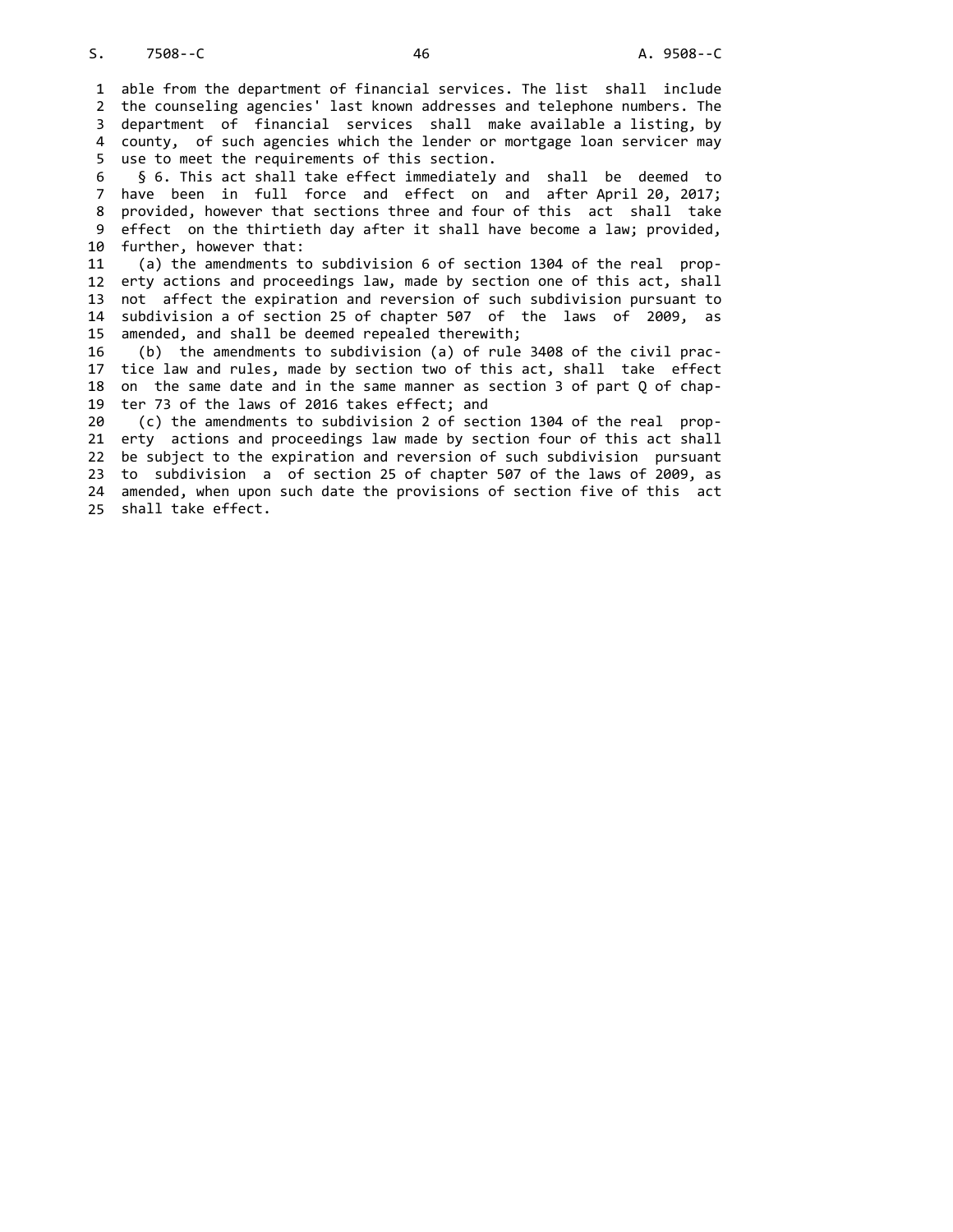able from the department of financial services. The list shall include the counseling agencies' last known addresses and telephone numbers. The department of financial services shall make available a listing, by county, of such agencies which the lender or mortgage loan servicer may use to meet the requirements of this section.

§ 6. This act shall take effect immediately and shall be deemed to have been in full force and effect on and after April 20, 2017; provided, however that sections three and four of this act shall take effect on the thirtieth day after it shall have become a law; provided, further, however that:

(a) the amendments to subdivision 6 of section 1304 of the real property actions and proceedings law, made by section one of this act, shall not affect the expiration and reversion of such subdivision pursuant to subdivision a of section 25 of chapter 507 of the laws of 2009, as amended, and shall be deemed repealed therewith;

(b) the amendments to subdivision (a) of rule 3408 of the civil practice law and rules, made by section two of this act, shall take effect on the same date and in the same manner as section 3 of part Q of chapter 73 of the laws of 2016 takes effect; and

(c) the amendments to subdivision 2 of section 1304 of the real property actions and proceedings law made by section four of this act shall be subject to the expiration and reversion of such subdivision pursuant to subdivision a of section 25 of chapter 507 of the laws of 2009, as amended, when upon such date the provisions of section five of this act shall take effect.